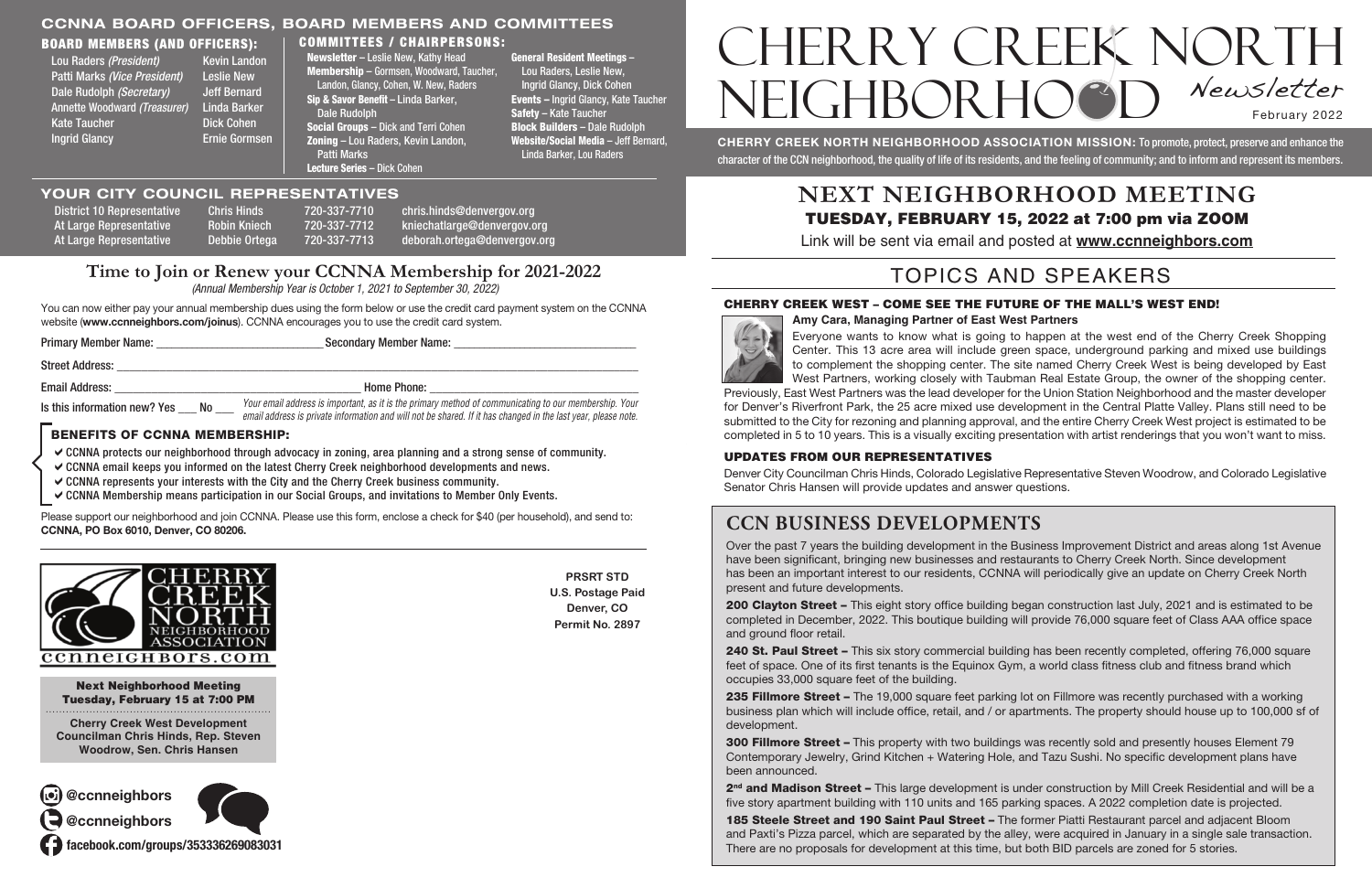# CCNNA BOARD OFFICERS, BOARD MEMBERS AND COMMITTEES

## BOARD MEMBERS (AND OFFICERS):

- Lou Raders *(President)*
- Patti Marks *(Vice President)*
- Dale Rudolph *(Secretary)*
- Annette Woodward *(Treasurer)*
- Kate Taucher
- Ingrid Glancy
- Kevin Landon
- Leslie New
- Jeff Bernard
- Linda Barker
- Dick Cohen
- Ernie Gormsen

## COMMITTEES / CHAIRPERSONS:

- **Newsletter** – Leslie New, Kathy Head
- **Membership** – Gormsen, Woodward, Taucher, Landon, Glancy, Cohen, W. New, Raders
- **Sip & Savor Benefit** – Linda Barker, Dale Rudolph
- **Social Groups** – Dick and Terri Cohen
- **Zoning** – Lou Raders, Kevin Landon, Patti Marks
- **Lecture Series** – Dick Cohen
- **General Resident Meetings** – Lou Raders, Leslie New, Ingrid Glancy, Dick Cohen
- **Events** – Ingrid Glancy, Kate Taucher
- **Safety** – Kate Taucher
- **Block Builders** – Dale Rudolph
- **Website/Social Media** – Jeff Bernard, Linda Barker, Lou Raders

## YOUR CITY COUNCIL REPRESENTATIVES

| | | | |
|---|---|---|---|
| District 10 Representative | Chris Hinds | 720-337-7710 | chris.hinds@denvergov.org |
| At Large Representative | Robin Kniech | 720-337-7712 | kniechatlarge@denvergov.org |
| At Large Representative | Debbie Ortega | 720-337-7713 | deborah.ortega@denvergov.org |

# Cherry Creek North Neighborhood *Newsletter*

February 2022

**CHERRY CREEK NORTH NEIGHBORHOOD ASSOCIATION MISSION:** To promote, protect, preserve and enhance the character of the CCN neighborhood, the quality of life of its residents, and the feeling of community; and to inform and represent its members.

## Time to Join or Renew your CCNNA Membership for 2021-2022

*(Annual Membership Year is October 1, 2021 to September 30, 2022)*

You can now either pay your annual membership dues using the form below or use the credit card payment system on the CCNNA website (**www.ccneighbors.com/joinus**). CCNNA encourages you to use the credit card system.

Primary Member Name: ______________________ Secondary Member Name: ______________________

Street Address: ____________________________________________

Email Address: ______________________ Home Phone: ______________________

Is this information new? Yes ___ No ___ *Your email address is important, as it is the primary method of communicating to our membership. Your email address is private information and will not be shared. If it has changed in the last year, please note.*

### BENEFITS OF CCNNA MEMBERSHIP:

- ✔ CCNNA protects our neighborhood through advocacy in zoning, area planning and a strong sense of community.
- ✔ CCNNA email keeps you informed on the latest Cherry Creek neighborhood developments and news.
- ✔ CCNNA represents your interests with the City and the Cherry Creek business community.
- ✔ CCNNA Membership means participation in our Social Groups, and invitations to Member Only Events.

Please support our neighborhood and join CCNNA. Please use this form, enclose a check for $40 (per household), and send to: **CCNNA, PO Box 6010, Denver, CO 80206.**

CHERRY CREEK NORTH NEIGHBORHOOD ASSOCIATION
ccnneighbors.com

**PRSRT STD**
**U.S. Postage Paid**
**Denver, CO**
**Permit No. 2897**

**Next Neighborhood Meeting**
**Tuesday, February 15 at 7:00 PM**

**Cherry Creek West Development**
**Councilman Chris Hinds, Rep. Steven Woodrow, Sen. Chris Hansen**

@ccnneighbors
@ccnneighbors
facebook.com/groups/353336269083031

# NEXT NEIGHBORHOOD MEETING

## TUESDAY, FEBRUARY 15, 2022 at 7:00 pm via ZOOM

Link will be sent via email and posted at **www.ccneighbors.com**

# TOPICS AND SPEAKERS

### CHERRY CREEK WEST – COME SEE THE FUTURE OF THE MALL'S WEST END!

**Amy Cara, Managing Partner of East West Partners**

Everyone wants to know what is going to happen at the west end of the Cherry Creek Shopping Center. This 13 acre area will include green space, underground parking and mixed use buildings to complement the shopping center. The site named Cherry Creek West is being developed by East West Partners, working closely with Taubman Real Estate Group, the owner of the shopping center. Previously, East West Partners was the lead developer for the Union Station Neighborhood and the master developer for Denver's Riverfront Park, the 25 acre mixed use development in the Central Platte Valley. Plans still need to be submitted to the City for rezoning and planning approval, and the entire Cherry Creek West project is estimated to be completed in 5 to 10 years. This is a visually exciting presentation with artist renderings that you won't want to miss.

### UPDATES FROM OUR REPRESENTATIVES

Denver City Councilman Chris Hinds, Colorado Legislative Representative Steven Woodrow, and Colorado Legislative Senator Chris Hansen will provide updates and answer questions.

## CCN BUSINESS DEVELOPMENTS

Over the past 7 years the building development in the Business Improvement District and areas along 1st Avenue have been significant, bringing new businesses and restaurants to Cherry Creek North. Since development has been an important interest to our residents, CCNNA will periodically give an update on Cherry Creek North present and future developments.

**200 Clayton Street –** This eight story office building began construction last July, 2021 and is estimated to be completed in December, 2022. This boutique building will provide 76,000 square feet of Class AAA office space and ground floor retail.

**240 St. Paul Street –** This six story commercial building has been recently completed, offering 76,000 square feet of space. One of its first tenants is the Equinox Gym, a world class fitness club and fitness brand which occupies 33,000 square feet of the building.

**235 Fillmore Street –** The 19,000 square feet parking lot on Fillmore was recently purchased with a working business plan which will include office, retail, and / or apartments. The property should house up to 100,000 sf of development.

**300 Fillmore Street –** This property with two buildings was recently sold and presently houses Element 79 Contemporary Jewelry, Grind Kitchen + Watering Hole, and Tazu Sushi. No specific development plans have been announced.

**2nd and Madison Street –** This large development is under construction by Mill Creek Residential and will be a five story apartment building with 110 units and 165 parking spaces. A 2022 completion date is projected.

**185 Steele Street and 190 Saint Paul Street –** The former Piatti Restaurant parcel and adjacent Bloom and Paxti's Pizza parcel, which are separated by the alley, were acquired in January in a single sale transaction. There are no proposals for development at this time, but both BID parcels are zoned for 5 stories.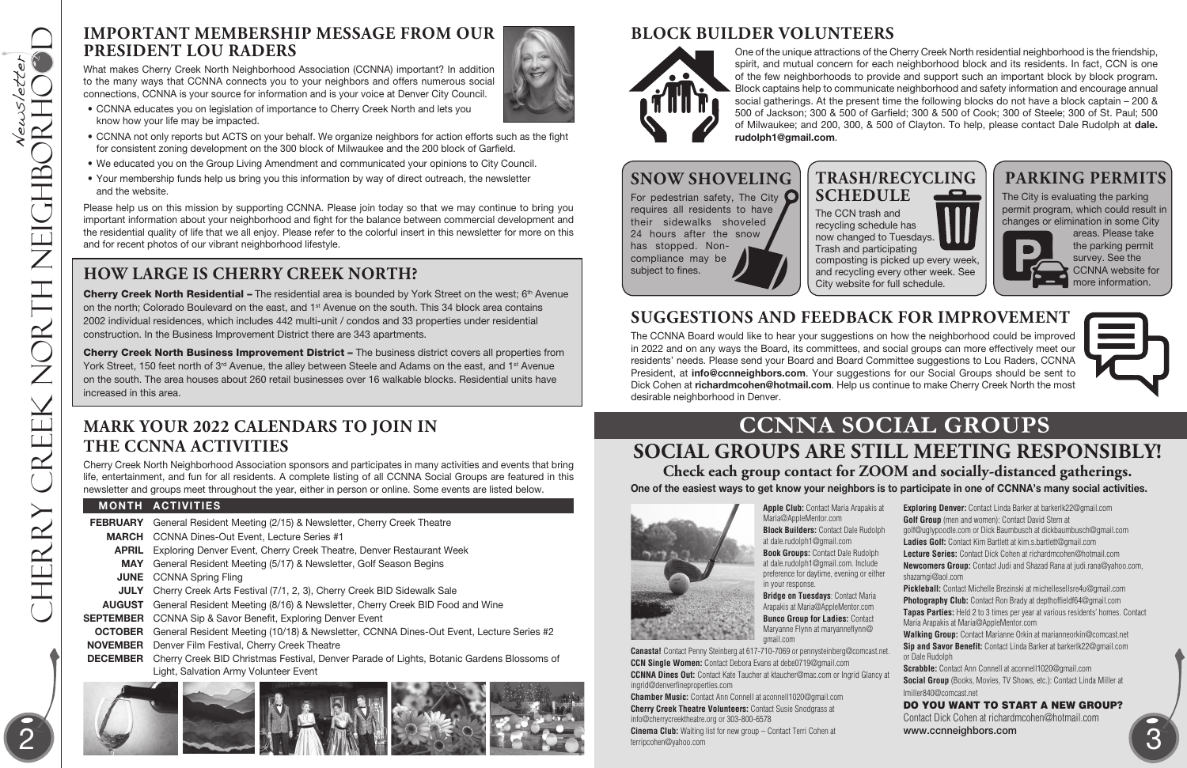## IMPORTANT MEMBERSHIP MESSAGE FROM OUR PRESIDENT LOU RADERS

What makes Cherry Creek North Neighborhood Association (CCNNA) important? In addition to the many ways that CCNNA connects you to your neighbors and offers numerous social connections, CCNNA is your source for information and is your voice at Denver City Council.

- CCNNA educates you on legislation of importance to Cherry Creek North and lets you know how your life may be impacted.
- CCNNA not only reports but ACTS on your behalf. We organize neighbors for action efforts such as the fight for consistent zoning development on the 300 block of Milwaukee and the 200 block of Garfield.
- We educated you on the Group Living Amendment and communicated your opinions to City Council.
- Your membership funds help us bring you this information by way of direct outreach, the newsletter and the website.

Please help us on this mission by supporting CCNNA. Please join today so that we may continue to bring you important information about your neighborhood and fight for the balance between commercial development and the residential quality of life that we all enjoy. Please refer to the colorful insert in this newsletter for more on this and for recent photos of our vibrant neighborhood lifestyle.

## HOW LARGE IS CHERRY CREEK NORTH?

**Cherry Creek North Residential –** The residential area is bounded by York Street on the west; 6th Avenue on the north; Colorado Boulevard on the east, and 1st Avenue on the south. This 34 block area contains 2002 individual residences, which includes 442 multi-unit / condos and 33 properties under residential construction. In the Business Improvement District there are 343 apartments.

**Cherry Creek North Business Improvement District –** The business district covers all properties from York Street, 150 feet north of 3rd Avenue, the alley between Steele and Adams on the east, and 1st Avenue on the south. The area houses about 260 retail businesses over 16 walkable blocks. Residential units have increased in this area.

## MARK YOUR 2022 CALENDARS TO JOIN IN THE CCNNA ACTIVITIES

Cherry Creek North Neighborhood Association sponsors and participates in many activities and events that bring life, entertainment, and fun for all residents. A complete listing of all CCNNA Social Groups are featured in this newsletter and groups meet throughout the year, either in person or online. Some events are listed below.

| MONTH | ACTIVITIES |
|---|---|
| FEBRUARY | General Resident Meeting (2/15) & Newsletter, Cherry Creek Theatre |
| MARCH | CCNNA Dines-Out Event, Lecture Series #1 |
| APRIL | Exploring Denver Event, Cherry Creek Theatre, Denver Restaurant Week |
| MAY | General Resident Meeting (5/17) & Newsletter, Golf Season Begins |
| JUNE | CCNNA Spring Fling |
| JULY | Cherry Creek Arts Festival (7/1, 2, 3), Cherry Creek BID Sidewalk Sale |
| AUGUST | General Resident Meeting (8/16) & Newsletter, Cherry Creek BID Food and Wine |
| SEPTEMBER | CCNNA Sip & Savor Benefit, Exploring Denver Event |
| OCTOBER | General Resident Meeting (10/18) & Newsletter, CCNNA Dines-Out Event, Lecture Series #2 |
| NOVEMBER | Denver Film Festival, Cherry Creek Theatre |
| DECEMBER | Cherry Creek BID Christmas Festival, Denver Parade of Lights, Botanic Gardens Blossoms of Light, Salvation Army Volunteer Event |

## BLOCK BUILDER VOLUNTEERS

One of the unique attractions of the Cherry Creek North residential neighborhood is the friendship, spirit, and mutual concern for each neighborhood block and its residents. In fact, CCN is one of the few neighborhoods to provide and support such an important block by block program. Block captains help to communicate neighborhood and safety information and encourage annual social gatherings. At the present time the following blocks do not have a block captain – 200 & 500 of Jackson; 300 & 500 of Garfield; 300 & 500 of Cook; 300 of Steele; 300 of St. Paul; 500 of Milwaukee; and 200, 300, & 500 of Clayton. To help, please contact Dale Rudolph at **dale.rudolph1@gmail.com**.

## SNOW SHOVELING

For pedestrian safety, The City requires all residents to have their sidewalks shoveled 24 hours after the snow has stopped. Non-compliance may be subject to fines.

## TRASH/RECYCLING SCHEDULE

The CCN trash and recycling schedule has now changed to Tuesdays. Trash and participating composting is picked up every week, and recycling every other week. See City website for full schedule.

## PARKING PERMITS

The City is evaluating the parking permit program, which could result in changes or elimination in some City areas. Please take the parking permit survey. See the CCNNA website for more information.

## SUGGESTIONS AND FEEDBACK FOR IMPROVEMENT

The CCNNA Board would like to hear your suggestions on how the neighborhood could be improved in 2022 and on any ways the Board, its committees, and social groups can more effectively meet our residents' needs. Please send your Board and Board Committee suggestions to Lou Raders, CCNNA President, at **info@ccnneighbors.com**. Your suggestions for our Social Groups should be sent to Dick Cohen at **richardmcohen@hotmail.com**. Help us continue to make Cherry Creek North the most desirable neighborhood in Denver.

# CCNNA SOCIAL GROUPS

## SOCIAL GROUPS ARE STILL MEETING RESPONSIBLY!

### Check each group contact for ZOOM and socially-distanced gatherings.

**One of the easiest ways to get know your neighbors is to participate in one of CCNNA's many social activities.**

**Apple Club:** Contact Maria Arapakis at Maria@AppleMentor.com

**Block Builders:** Contact Dale Rudolph at dale.rudolph1@gmail.com

**Book Groups:** Contact Dale Rudolph at dale.rudolph1@gmail.com. Include preference for daytime, evening or either in your response.

**Bridge on Tuesdays**: Contact Maria Arapakis at Maria@AppleMentor.com

**Bunco Group for Ladies:** Contact Maryanne Flynn at maryanneflynn@gmail.com

**Canasta!** Contact Penny Steinberg at 617-710-7069 or pennysteinberg@comcast.net.

**CCN Single Women:** Contact Debora Evans at debe0719@gmail.com

**CCNNA Dines Out:** Contact Kate Taucher at ktaucher@mac.com or Ingrid Glancy at ingrid@denverlineproperties.com

**Chamber Music:** Contact Ann Connell at aconnell1020@gmail.com

**Cherry Creek Theatre Volunteers:** Contact Susie Snodgrass at info@cherrycreektheatre.org or 303-800-6578

**Cinema Club:** Waiting list for new group – Contact Terri Cohen at terripcohen@yahoo.com

**Exploring Denver:** Contact Linda Barker at barkerlk22@gmail.com

**Golf Group** (men and women): Contact David Stern at golf@uglypoodle.com or Dick Baumbusch at dickbaumbusch@gmail.com

**Ladies Golf:** Contact Kim Bartlett at kim.s.bartlett@gmail.com

**Lecture Series:** Contact Dick Cohen at richardmcohen@hotmail.com

**Newcomers Group:** Contact Judi and Shazad Rana at judi.rana@yahoo.com, shazamgi@aol.com

**Pickleball:** Contact Michelle Brezinski at michellesllsre4u@gmail.com

**Photography Club:** Contact Ron Brady at depthoffield64@gmail.com

**Tapas Parties:** Held 2 to 3 times per year at various residents' homes. Contact Maria Arapakis at Maria@AppleMentor.com

**Walking Group:** Contact Marianne Orkin at marianneorkin@comcast.net

**Sip and Savor Benefit:** Contact Linda Barker at barkerlk22@gmail.com or Dale Rudolph

**Scrabble:** Contact Ann Connell at aconnell1020@gmail.com

**Social Group** (Books, Movies, TV Shows, etc.): Contact Linda Miller at lmiller840@comcast.net

**DO YOU WANT TO START A NEW GROUP?**

Contact Dick Cohen at richardmcohen@hotmail.com

www.ccnneighbors.com